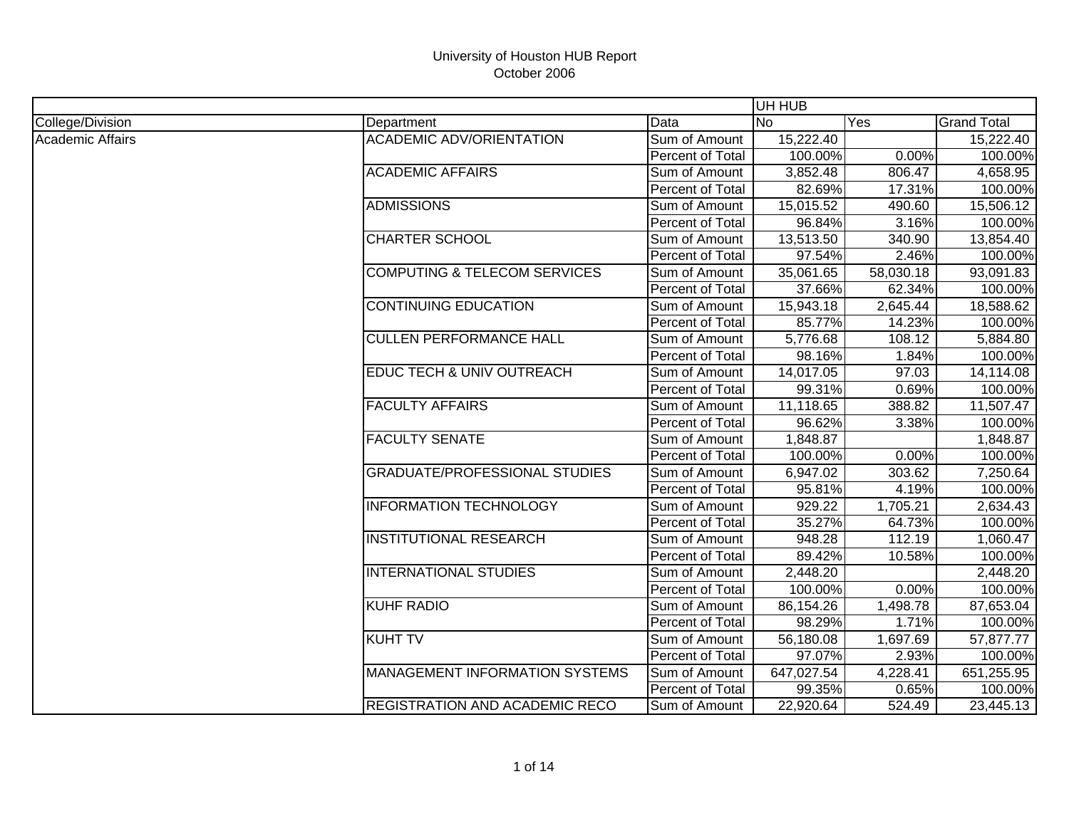# University of Houston HUB Report
October 2006

| | | | UH HUB | | |
|---|---|---|---|---|---|
| College/Division | Department | Data | No | Yes | Grand Total |
| Academic Affairs | ACADEMIC ADV/ORIENTATION | Sum of Amount | 15,222.40 | | 15,222.40 |
| | | Percent of Total | 100.00% | 0.00% | 100.00% |
| | ACADEMIC AFFAIRS | Sum of Amount | 3,852.48 | 806.47 | 4,658.95 |
| | | Percent of Total | 82.69% | 17.31% | 100.00% |
| | ADMISSIONS | Sum of Amount | 15,015.52 | 490.60 | 15,506.12 |
| | | Percent of Total | 96.84% | 3.16% | 100.00% |
| | CHARTER SCHOOL | Sum of Amount | 13,513.50 | 340.90 | 13,854.40 |
| | | Percent of Total | 97.54% | 2.46% | 100.00% |
| | COMPUTING & TELECOM SERVICES | Sum of Amount | 35,061.65 | 58,030.18 | 93,091.83 |
| | | Percent of Total | 37.66% | 62.34% | 100.00% |
| | CONTINUING EDUCATION | Sum of Amount | 15,943.18 | 2,645.44 | 18,588.62 |
| | | Percent of Total | 85.77% | 14.23% | 100.00% |
| | CULLEN PERFORMANCE HALL | Sum of Amount | 5,776.68 | 108.12 | 5,884.80 |
| | | Percent of Total | 98.16% | 1.84% | 100.00% |
| | EDUC TECH & UNIV OUTREACH | Sum of Amount | 14,017.05 | 97.03 | 14,114.08 |
| | | Percent of Total | 99.31% | 0.69% | 100.00% |
| | FACULTY AFFAIRS | Sum of Amount | 11,118.65 | 388.82 | 11,507.47 |
| | | Percent of Total | 96.62% | 3.38% | 100.00% |
| | FACULTY SENATE | Sum of Amount | 1,848.87 | | 1,848.87 |
| | | Percent of Total | 100.00% | 0.00% | 100.00% |
| | GRADUATE/PROFESSIONAL STUDIES | Sum of Amount | 6,947.02 | 303.62 | 7,250.64 |
| | | Percent of Total | 95.81% | 4.19% | 100.00% |
| | INFORMATION TECHNOLOGY | Sum of Amount | 929.22 | 1,705.21 | 2,634.43 |
| | | Percent of Total | 35.27% | 64.73% | 100.00% |
| | INSTITUTIONAL RESEARCH | Sum of Amount | 948.28 | 112.19 | 1,060.47 |
| | | Percent of Total | 89.42% | 10.58% | 100.00% |
| | INTERNATIONAL STUDIES | Sum of Amount | 2,448.20 | | 2,448.20 |
| | | Percent of Total | 100.00% | 0.00% | 100.00% |
| | KUHF RADIO | Sum of Amount | 86,154.26 | 1,498.78 | 87,653.04 |
| | | Percent of Total | 98.29% | 1.71% | 100.00% |
| | KUHT TV | Sum of Amount | 56,180.08 | 1,697.69 | 57,877.77 |
| | | Percent of Total | 97.07% | 2.93% | 100.00% |
| | MANAGEMENT INFORMATION SYSTEMS | Sum of Amount | 647,027.54 | 4,228.41 | 651,255.95 |
| | | Percent of Total | 99.35% | 0.65% | 100.00% |
| | REGISTRATION AND ACADEMIC RECO | Sum of Amount | 22,920.64 | 524.49 | 23,445.13 |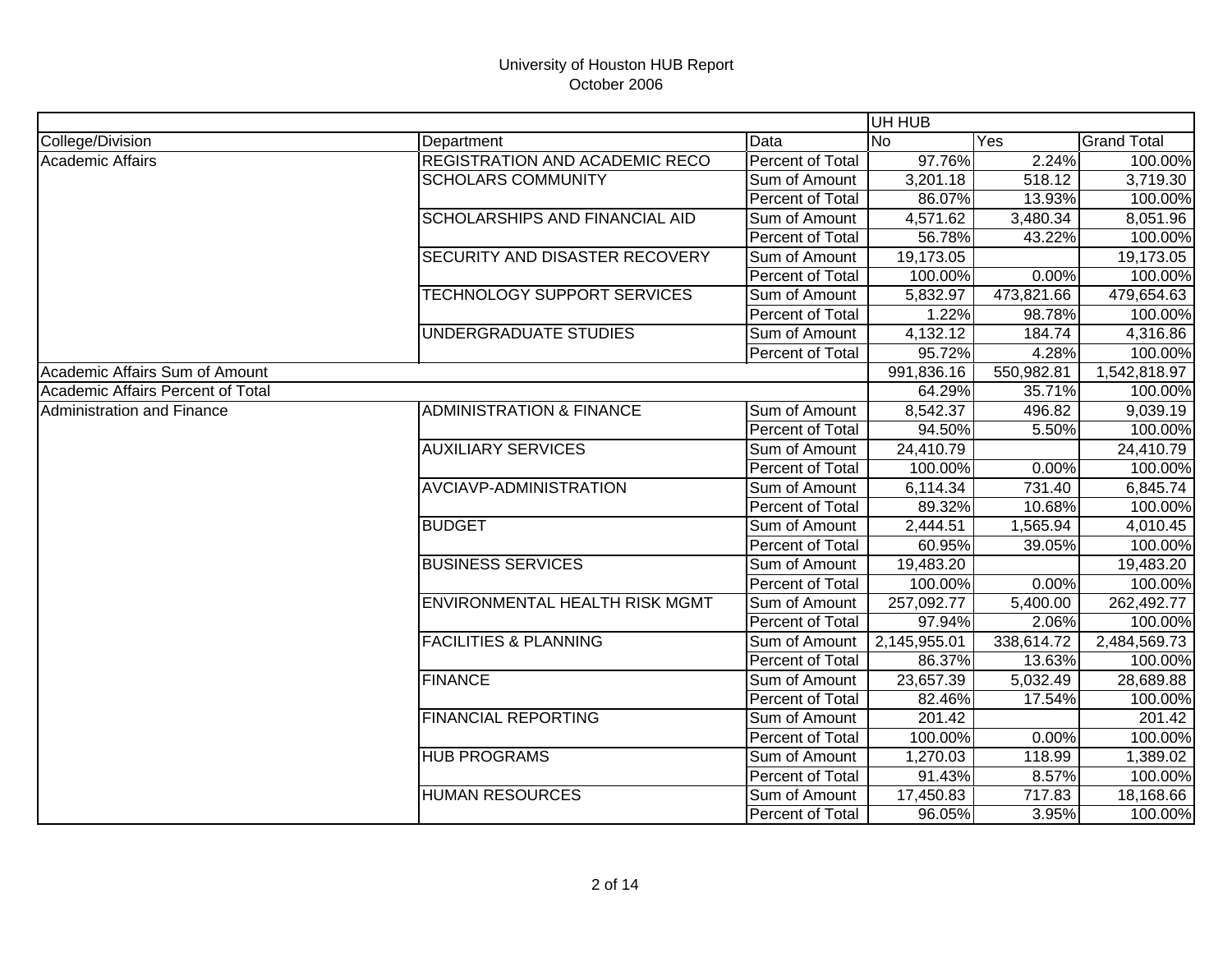# University of Houston HUB Report
October 2006

| | | | UH HUB | | |
|---|---|---|---|---|---|
| College/Division | Department | Data | No | Yes | Grand Total |
| Academic Affairs | REGISTRATION AND ACADEMIC RECO | Percent of Total | 97.76% | 2.24% | 100.00% |
| | SCHOLARS COMMUNITY | Sum of Amount | 3,201.18 | 518.12 | 3,719.30 |
| | | Percent of Total | 86.07% | 13.93% | 100.00% |
| | SCHOLARSHIPS AND FINANCIAL AID | Sum of Amount | 4,571.62 | 3,480.34 | 8,051.96 |
| | | Percent of Total | 56.78% | 43.22% | 100.00% |
| | SECURITY AND DISASTER RECOVERY | Sum of Amount | 19,173.05 | | 19,173.05 |
| | | Percent of Total | 100.00% | 0.00% | 100.00% |
| | TECHNOLOGY SUPPORT SERVICES | Sum of Amount | 5,832.97 | 473,821.66 | 479,654.63 |
| | | Percent of Total | 1.22% | 98.78% | 100.00% |
| | UNDERGRADUATE STUDIES | Sum of Amount | 4,132.12 | 184.74 | 4,316.86 |
| | | Percent of Total | 95.72% | 4.28% | 100.00% |
| Academic Affairs Sum of Amount | | | 991,836.16 | 550,982.81 | 1,542,818.97 |
| Academic Affairs Percent of Total | | | 64.29% | 35.71% | 100.00% |
| Administration and Finance | ADMINISTRATION & FINANCE | Sum of Amount | 8,542.37 | 496.82 | 9,039.19 |
| | | Percent of Total | 94.50% | 5.50% | 100.00% |
| | AUXILIARY SERVICES | Sum of Amount | 24,410.79 | | 24,410.79 |
| | | Percent of Total | 100.00% | 0.00% | 100.00% |
| | AVCIAVP-ADMINISTRATION | Sum of Amount | 6,114.34 | 731.40 | 6,845.74 |
| | | Percent of Total | 89.32% | 10.68% | 100.00% |
| | BUDGET | Sum of Amount | 2,444.51 | 1,565.94 | 4,010.45 |
| | | Percent of Total | 60.95% | 39.05% | 100.00% |
| | BUSINESS SERVICES | Sum of Amount | 19,483.20 | | 19,483.20 |
| | | Percent of Total | 100.00% | 0.00% | 100.00% |
| | ENVIRONMENTAL HEALTH RISK MGMT | Sum of Amount | 257,092.77 | 5,400.00 | 262,492.77 |
| | | Percent of Total | 97.94% | 2.06% | 100.00% |
| | FACILITIES & PLANNING | Sum of Amount | 2,145,955.01 | 338,614.72 | 2,484,569.73 |
| | | Percent of Total | 86.37% | 13.63% | 100.00% |
| | FINANCE | Sum of Amount | 23,657.39 | 5,032.49 | 28,689.88 |
| | | Percent of Total | 82.46% | 17.54% | 100.00% |
| | FINANCIAL REPORTING | Sum of Amount | 201.42 | | 201.42 |
| | | Percent of Total | 100.00% | 0.00% | 100.00% |
| | HUB PROGRAMS | Sum of Amount | 1,270.03 | 118.99 | 1,389.02 |
| | | Percent of Total | 91.43% | 8.57% | 100.00% |
| | HUMAN RESOURCES | Sum of Amount | 17,450.83 | 717.83 | 18,168.66 |
| | | Percent of Total | 96.05% | 3.95% | 100.00% |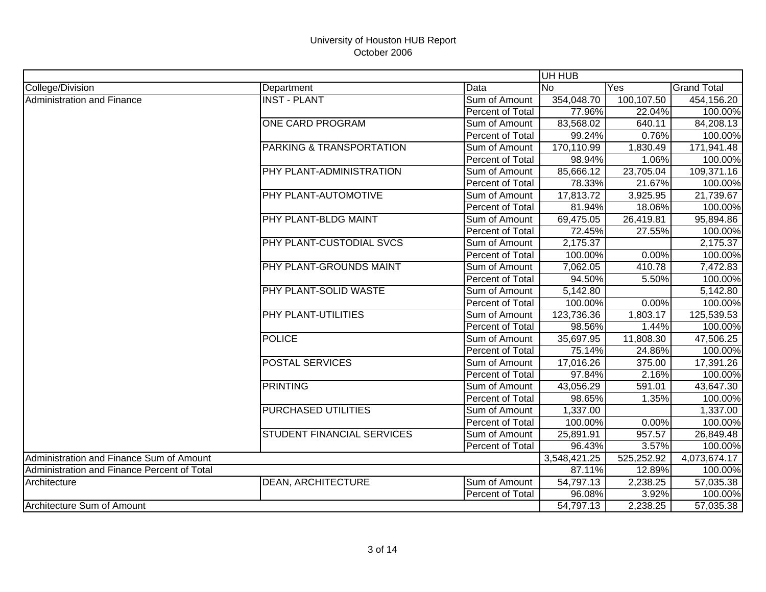# University of Houston HUB Report
## October 2006

| | | | UH HUB | | |
|---|---|---|---|---|---|
| College/Division | Department | Data | No | Yes | Grand Total |
| Administration and Finance | INST - PLANT | Sum of Amount | 354,048.70 | 100,107.50 | 454,156.20 |
| | | Percent of Total | 77.96% | 22.04% | 100.00% |
| | ONE CARD PROGRAM | Sum of Amount | 83,568.02 | 640.11 | 84,208.13 |
| | | Percent of Total | 99.24% | 0.76% | 100.00% |
| | PARKING & TRANSPORTATION | Sum of Amount | 170,110.99 | 1,830.49 | 171,941.48 |
| | | Percent of Total | 98.94% | 1.06% | 100.00% |
| | PHY PLANT-ADMINISTRATION | Sum of Amount | 85,666.12 | 23,705.04 | 109,371.16 |
| | | Percent of Total | 78.33% | 21.67% | 100.00% |
| | PHY PLANT-AUTOMOTIVE | Sum of Amount | 17,813.72 | 3,925.95 | 21,739.67 |
| | | Percent of Total | 81.94% | 18.06% | 100.00% |
| | PHY PLANT-BLDG MAINT | Sum of Amount | 69,475.05 | 26,419.81 | 95,894.86 |
| | | Percent of Total | 72.45% | 27.55% | 100.00% |
| | PHY PLANT-CUSTODIAL SVCS | Sum of Amount | 2,175.37 | | 2,175.37 |
| | | Percent of Total | 100.00% | 0.00% | 100.00% |
| | PHY PLANT-GROUNDS MAINT | Sum of Amount | 7,062.05 | 410.78 | 7,472.83 |
| | | Percent of Total | 94.50% | 5.50% | 100.00% |
| | PHY PLANT-SOLID WASTE | Sum of Amount | 5,142.80 | | 5,142.80 |
| | | Percent of Total | 100.00% | 0.00% | 100.00% |
| | PHY PLANT-UTILITIES | Sum of Amount | 123,736.36 | 1,803.17 | 125,539.53 |
| | | Percent of Total | 98.56% | 1.44% | 100.00% |
| | POLICE | Sum of Amount | 35,697.95 | 11,808.30 | 47,506.25 |
| | | Percent of Total | 75.14% | 24.86% | 100.00% |
| | POSTAL SERVICES | Sum of Amount | 17,016.26 | 375.00 | 17,391.26 |
| | | Percent of Total | 97.84% | 2.16% | 100.00% |
| | PRINTING | Sum of Amount | 43,056.29 | 591.01 | 43,647.30 |
| | | Percent of Total | 98.65% | 1.35% | 100.00% |
| | PURCHASED UTILITIES | Sum of Amount | 1,337.00 | | 1,337.00 |
| | | Percent of Total | 100.00% | 0.00% | 100.00% |
| | STUDENT FINANCIAL SERVICES | Sum of Amount | 25,891.91 | 957.57 | 26,849.48 |
| | | Percent of Total | 96.43% | 3.57% | 100.00% |
| Administration and Finance Sum of Amount | | | 3,548,421.25 | 525,252.92 | 4,073,674.17 |
| Administration and Finance Percent of Total | | | 87.11% | 12.89% | 100.00% |
| Architecture | DEAN, ARCHITECTURE | Sum of Amount | 54,797.13 | 2,238.25 | 57,035.38 |
| | | Percent of Total | 96.08% | 3.92% | 100.00% |
| Architecture Sum of Amount | | | 54,797.13 | 2,238.25 | 57,035.38 |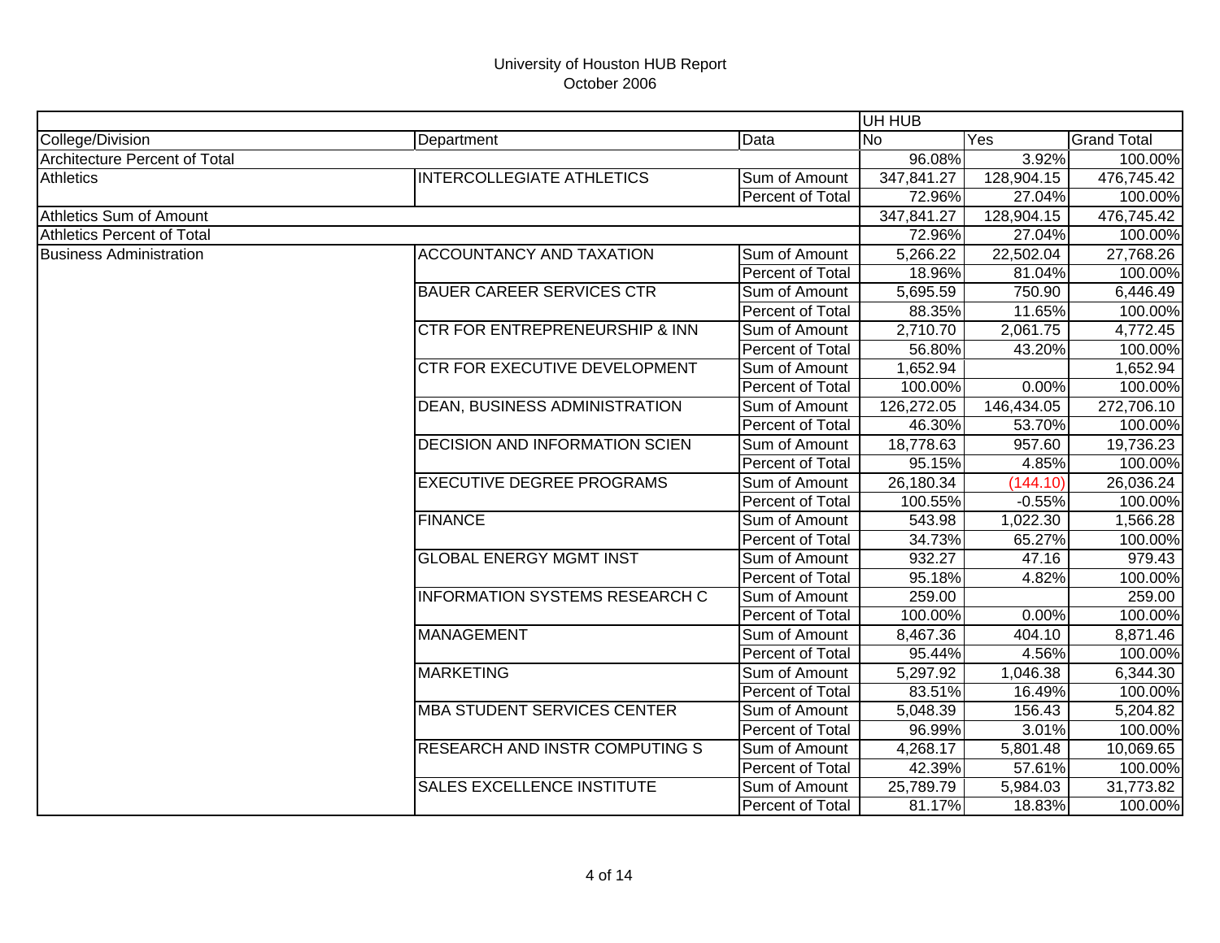University of Houston HUB Report
October 2006

| | | | UH HUB | | |
|---|---|---|---|---|---|
| College/Division | Department | Data | No | Yes | Grand Total |
| Architecture Percent of Total | | | 96.08% | 3.92% | 100.00% |
| Athletics | INTERCOLLEGIATE ATHLETICS | Sum of Amount | 347,841.27 | 128,904.15 | 476,745.42 |
| | | Percent of Total | 72.96% | 27.04% | 100.00% |
| Athletics Sum of Amount | | | 347,841.27 | 128,904.15 | 476,745.42 |
| Athletics Percent of Total | | | 72.96% | 27.04% | 100.00% |
| Business Administration | ACCOUNTANCY AND TAXATION | Sum of Amount | 5,266.22 | 22,502.04 | 27,768.26 |
| | | Percent of Total | 18.96% | 81.04% | 100.00% |
| | BAUER CAREER SERVICES CTR | Sum of Amount | 5,695.59 | 750.90 | 6,446.49 |
| | | Percent of Total | 88.35% | 11.65% | 100.00% |
| | CTR FOR ENTREPRENEURSHIP & INN | Sum of Amount | 2,710.70 | 2,061.75 | 4,772.45 |
| | | Percent of Total | 56.80% | 43.20% | 100.00% |
| | CTR FOR EXECUTIVE DEVELOPMENT | Sum of Amount | 1,652.94 | | 1,652.94 |
| | | Percent of Total | 100.00% | 0.00% | 100.00% |
| | DEAN, BUSINESS ADMINISTRATION | Sum of Amount | 126,272.05 | 146,434.05 | 272,706.10 |
| | | Percent of Total | 46.30% | 53.70% | 100.00% |
| | DECISION AND INFORMATION SCIEN | Sum of Amount | 18,778.63 | 957.60 | 19,736.23 |
| | | Percent of Total | 95.15% | 4.85% | 100.00% |
| | EXECUTIVE DEGREE PROGRAMS | Sum of Amount | 26,180.34 | (144.10) | 26,036.24 |
| | | Percent of Total | 100.55% | -0.55% | 100.00% |
| | FINANCE | Sum of Amount | 543.98 | 1,022.30 | 1,566.28 |
| | | Percent of Total | 34.73% | 65.27% | 100.00% |
| | GLOBAL ENERGY MGMT INST | Sum of Amount | 932.27 | 47.16 | 979.43 |
| | | Percent of Total | 95.18% | 4.82% | 100.00% |
| | INFORMATION SYSTEMS RESEARCH C | Sum of Amount | 259.00 | | 259.00 |
| | | Percent of Total | 100.00% | 0.00% | 100.00% |
| | MANAGEMENT | Sum of Amount | 8,467.36 | 404.10 | 8,871.46 |
| | | Percent of Total | 95.44% | 4.56% | 100.00% |
| | MARKETING | Sum of Amount | 5,297.92 | 1,046.38 | 6,344.30 |
| | | Percent of Total | 83.51% | 16.49% | 100.00% |
| | MBA STUDENT SERVICES CENTER | Sum of Amount | 5,048.39 | 156.43 | 5,204.82 |
| | | Percent of Total | 96.99% | 3.01% | 100.00% |
| | RESEARCH AND INSTR COMPUTING S | Sum of Amount | 4,268.17 | 5,801.48 | 10,069.65 |
| | | Percent of Total | 42.39% | 57.61% | 100.00% |
| | SALES EXCELLENCE INSTITUTE | Sum of Amount | 25,789.79 | 5,984.03 | 31,773.82 |
| | | Percent of Total | 81.17% | 18.83% | 100.00% |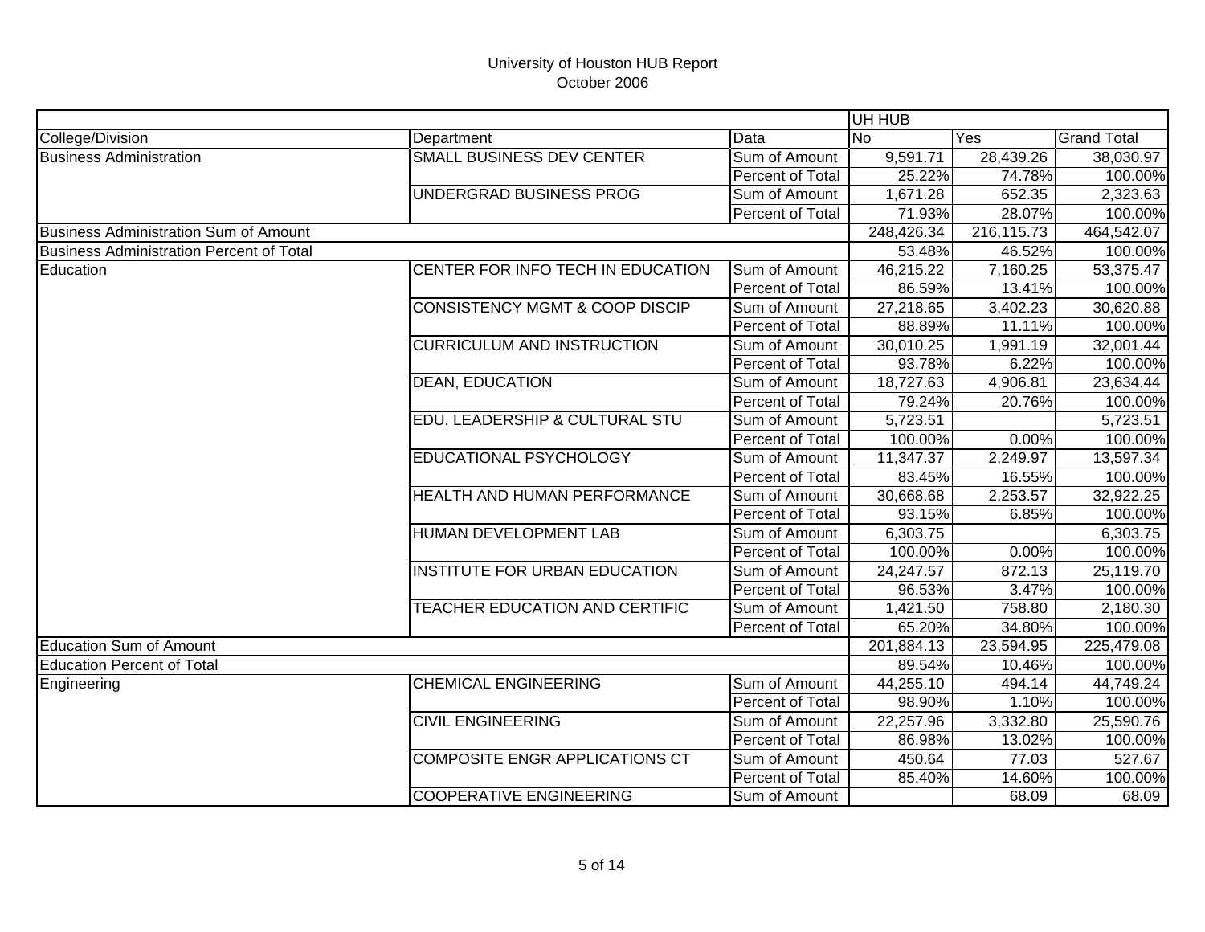# University of Houston HUB Report
## October 2006

| | | | UH HUB | | |
|---|---|---|---|---|---|
| College/Division | Department | Data | No | Yes | Grand Total |
| Business Administration | SMALL BUSINESS DEV CENTER | Sum of Amount | 9,591.71 | 28,439.26 | 38,030.97 |
| | | Percent of Total | 25.22% | 74.78% | 100.00% |
| | UNDERGRAD BUSINESS PROG | Sum of Amount | 1,671.28 | 652.35 | 2,323.63 |
| | | Percent of Total | 71.93% | 28.07% | 100.00% |
| Business Administration Sum of Amount | | | 248,426.34 | 216,115.73 | 464,542.07 |
| Business Administration Percent of Total | | | 53.48% | 46.52% | 100.00% |
| Education | CENTER FOR INFO TECH IN EDUCATION | Sum of Amount | 46,215.22 | 7,160.25 | 53,375.47 |
| | | Percent of Total | 86.59% | 13.41% | 100.00% |
| | CONSISTENCY MGMT & COOP DISCIP | Sum of Amount | 27,218.65 | 3,402.23 | 30,620.88 |
| | | Percent of Total | 88.89% | 11.11% | 100.00% |
| | CURRICULUM AND INSTRUCTION | Sum of Amount | 30,010.25 | 1,991.19 | 32,001.44 |
| | | Percent of Total | 93.78% | 6.22% | 100.00% |
| | DEAN, EDUCATION | Sum of Amount | 18,727.63 | 4,906.81 | 23,634.44 |
| | | Percent of Total | 79.24% | 20.76% | 100.00% |
| | EDU. LEADERSHIP & CULTURAL STU | Sum of Amount | 5,723.51 | | 5,723.51 |
| | | Percent of Total | 100.00% | 0.00% | 100.00% |
| | EDUCATIONAL PSYCHOLOGY | Sum of Amount | 11,347.37 | 2,249.97 | 13,597.34 |
| | | Percent of Total | 83.45% | 16.55% | 100.00% |
| | HEALTH AND HUMAN PERFORMANCE | Sum of Amount | 30,668.68 | 2,253.57 | 32,922.25 |
| | | Percent of Total | 93.15% | 6.85% | 100.00% |
| | HUMAN DEVELOPMENT LAB | Sum of Amount | 6,303.75 | | 6,303.75 |
| | | Percent of Total | 100.00% | 0.00% | 100.00% |
| | INSTITUTE FOR URBAN EDUCATION | Sum of Amount | 24,247.57 | 872.13 | 25,119.70 |
| | | Percent of Total | 96.53% | 3.47% | 100.00% |
| | TEACHER EDUCATION AND CERTIFIC | Sum of Amount | 1,421.50 | 758.80 | 2,180.30 |
| | | Percent of Total | 65.20% | 34.80% | 100.00% |
| Education Sum of Amount | | | 201,884.13 | 23,594.95 | 225,479.08 |
| Education Percent of Total | | | 89.54% | 10.46% | 100.00% |
| Engineering | CHEMICAL ENGINEERING | Sum of Amount | 44,255.10 | 494.14 | 44,749.24 |
| | | Percent of Total | 98.90% | 1.10% | 100.00% |
| | CIVIL ENGINEERING | Sum of Amount | 22,257.96 | 3,332.80 | 25,590.76 |
| | | Percent of Total | 86.98% | 13.02% | 100.00% |
| | COMPOSITE ENGR APPLICATIONS CT | Sum of Amount | 450.64 | 77.03 | 527.67 |
| | | Percent of Total | 85.40% | 14.60% | 100.00% |
| | COOPERATIVE ENGINEERING | Sum of Amount | | 68.09 | 68.09 |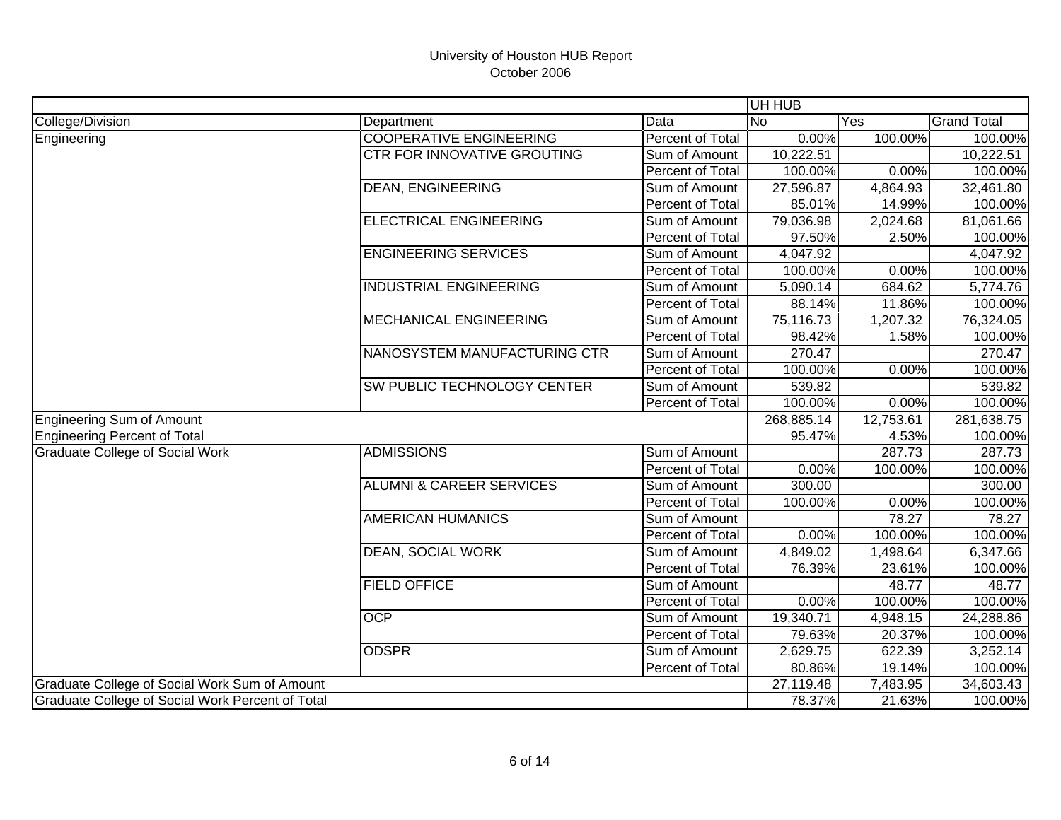# University of Houston HUB Report
## October 2006

| | | | UH HUB | | |
|---|---|---|---|---|---|
| College/Division | Department | Data | No | Yes | Grand Total |
| Engineering | COOPERATIVE ENGINEERING | Percent of Total | 0.00% | 100.00% | 100.00% |
| | CTR FOR INNOVATIVE GROUTING | Sum of Amount | 10,222.51 | | 10,222.51 |
| | | Percent of Total | 100.00% | 0.00% | 100.00% |
| | DEAN, ENGINEERING | Sum of Amount | 27,596.87 | 4,864.93 | 32,461.80 |
| | | Percent of Total | 85.01% | 14.99% | 100.00% |
| | ELECTRICAL ENGINEERING | Sum of Amount | 79,036.98 | 2,024.68 | 81,061.66 |
| | | Percent of Total | 97.50% | 2.50% | 100.00% |
| | ENGINEERING SERVICES | Sum of Amount | 4,047.92 | | 4,047.92 |
| | | Percent of Total | 100.00% | 0.00% | 100.00% |
| | INDUSTRIAL ENGINEERING | Sum of Amount | 5,090.14 | 684.62 | 5,774.76 |
| | | Percent of Total | 88.14% | 11.86% | 100.00% |
| | MECHANICAL ENGINEERING | Sum of Amount | 75,116.73 | 1,207.32 | 76,324.05 |
| | | Percent of Total | 98.42% | 1.58% | 100.00% |
| | NANOSYSTEM MANUFACTURING CTR | Sum of Amount | 270.47 | | 270.47 |
| | | Percent of Total | 100.00% | 0.00% | 100.00% |
| | SW PUBLIC TECHNOLOGY CENTER | Sum of Amount | 539.82 | | 539.82 |
| | | Percent of Total | 100.00% | 0.00% | 100.00% |
| Engineering Sum of Amount | | | 268,885.14 | 12,753.61 | 281,638.75 |
| Engineering Percent of Total | | | 95.47% | 4.53% | 100.00% |
| Graduate College of Social Work | ADMISSIONS | Sum of Amount | | 287.73 | 287.73 |
| | | Percent of Total | 0.00% | 100.00% | 100.00% |
| | ALUMNI & CAREER SERVICES | Sum of Amount | 300.00 | | 300.00 |
| | | Percent of Total | 100.00% | 0.00% | 100.00% |
| | AMERICAN HUMANICS | Sum of Amount | | 78.27 | 78.27 |
| | | Percent of Total | 0.00% | 100.00% | 100.00% |
| | DEAN, SOCIAL WORK | Sum of Amount | 4,849.02 | 1,498.64 | 6,347.66 |
| | | Percent of Total | 76.39% | 23.61% | 100.00% |
| | FIELD OFFICE | Sum of Amount | | 48.77 | 48.77 |
| | | Percent of Total | 0.00% | 100.00% | 100.00% |
| | OCP | Sum of Amount | 19,340.71 | 4,948.15 | 24,288.86 |
| | | Percent of Total | 79.63% | 20.37% | 100.00% |
| | ODSPR | Sum of Amount | 2,629.75 | 622.39 | 3,252.14 |
| | | Percent of Total | 80.86% | 19.14% | 100.00% |
| Graduate College of Social Work Sum of Amount | | | 27,119.48 | 7,483.95 | 34,603.43 |
| Graduate College of Social Work Percent of Total | | | 78.37% | 21.63% | 100.00% |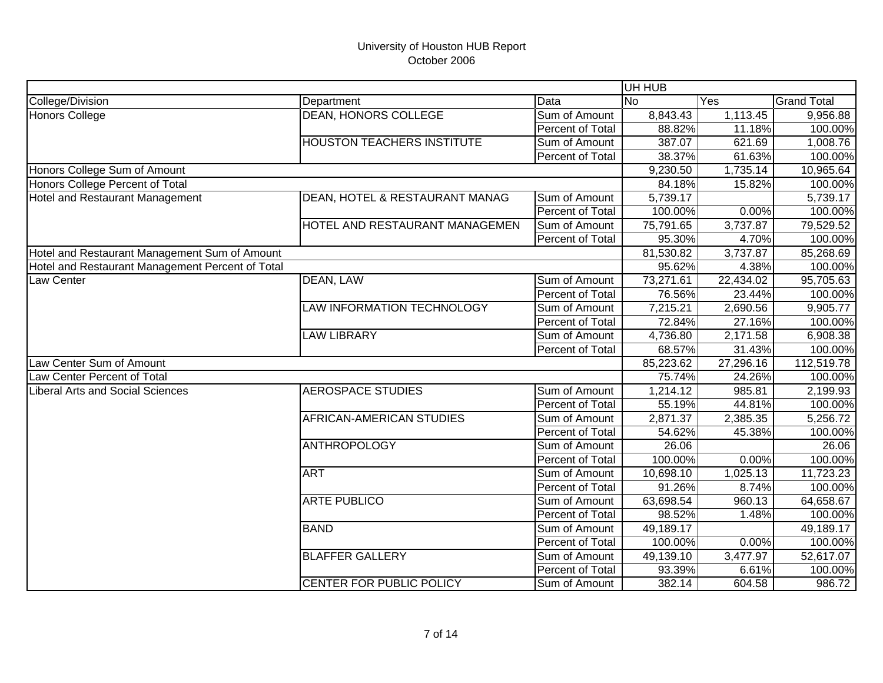# University of Houston HUB Report
October 2006

| | | | UH HUB | | |
|---|---|---|---|---|---|
| College/Division | Department | Data | No | Yes | Grand Total |
| Honors College | DEAN, HONORS COLLEGE | Sum of Amount | 8,843.43 | 1,113.45 | 9,956.88 |
| | | Percent of Total | 88.82% | 11.18% | 100.00% |
| | HOUSTON TEACHERS INSTITUTE | Sum of Amount | 387.07 | 621.69 | 1,008.76 |
| | | Percent of Total | 38.37% | 61.63% | 100.00% |
| Honors College Sum of Amount | | | 9,230.50 | 1,735.14 | 10,965.64 |
| Honors College Percent of Total | | | 84.18% | 15.82% | 100.00% |
| Hotel and Restaurant Management | DEAN, HOTEL & RESTAURANT MANAG | Sum of Amount | 5,739.17 | | 5,739.17 |
| | | Percent of Total | 100.00% | 0.00% | 100.00% |
| | HOTEL AND RESTAURANT MANAGEMEN | Sum of Amount | 75,791.65 | 3,737.87 | 79,529.52 |
| | | Percent of Total | 95.30% | 4.70% | 100.00% |
| Hotel and Restaurant Management Sum of Amount | | | 81,530.82 | 3,737.87 | 85,268.69 |
| Hotel and Restaurant Management Percent of Total | | | 95.62% | 4.38% | 100.00% |
| Law Center | DEAN, LAW | Sum of Amount | 73,271.61 | 22,434.02 | 95,705.63 |
| | | Percent of Total | 76.56% | 23.44% | 100.00% |
| | LAW INFORMATION TECHNOLOGY | Sum of Amount | 7,215.21 | 2,690.56 | 9,905.77 |
| | | Percent of Total | 72.84% | 27.16% | 100.00% |
| | LAW LIBRARY | Sum of Amount | 4,736.80 | 2,171.58 | 6,908.38 |
| | | Percent of Total | 68.57% | 31.43% | 100.00% |
| Law Center Sum of Amount | | | 85,223.62 | 27,296.16 | 112,519.78 |
| Law Center Percent of Total | | | 75.74% | 24.26% | 100.00% |
| Liberal Arts and Social Sciences | AEROSPACE STUDIES | Sum of Amount | 1,214.12 | 985.81 | 2,199.93 |
| | | Percent of Total | 55.19% | 44.81% | 100.00% |
| | AFRICAN-AMERICAN STUDIES | Sum of Amount | 2,871.37 | 2,385.35 | 5,256.72 |
| | | Percent of Total | 54.62% | 45.38% | 100.00% |
| | ANTHROPOLOGY | Sum of Amount | 26.06 | | 26.06 |
| | | Percent of Total | 100.00% | 0.00% | 100.00% |
| | ART | Sum of Amount | 10,698.10 | 1,025.13 | 11,723.23 |
| | | Percent of Total | 91.26% | 8.74% | 100.00% |
| | ARTE PUBLICO | Sum of Amount | 63,698.54 | 960.13 | 64,658.67 |
| | | Percent of Total | 98.52% | 1.48% | 100.00% |
| | BAND | Sum of Amount | 49,189.17 | | 49,189.17 |
| | | Percent of Total | 100.00% | 0.00% | 100.00% |
| | BLAFFER GALLERY | Sum of Amount | 49,139.10 | 3,477.97 | 52,617.07 |
| | | Percent of Total | 93.39% | 6.61% | 100.00% |
| | CENTER FOR PUBLIC POLICY | Sum of Amount | 382.14 | 604.58 | 986.72 |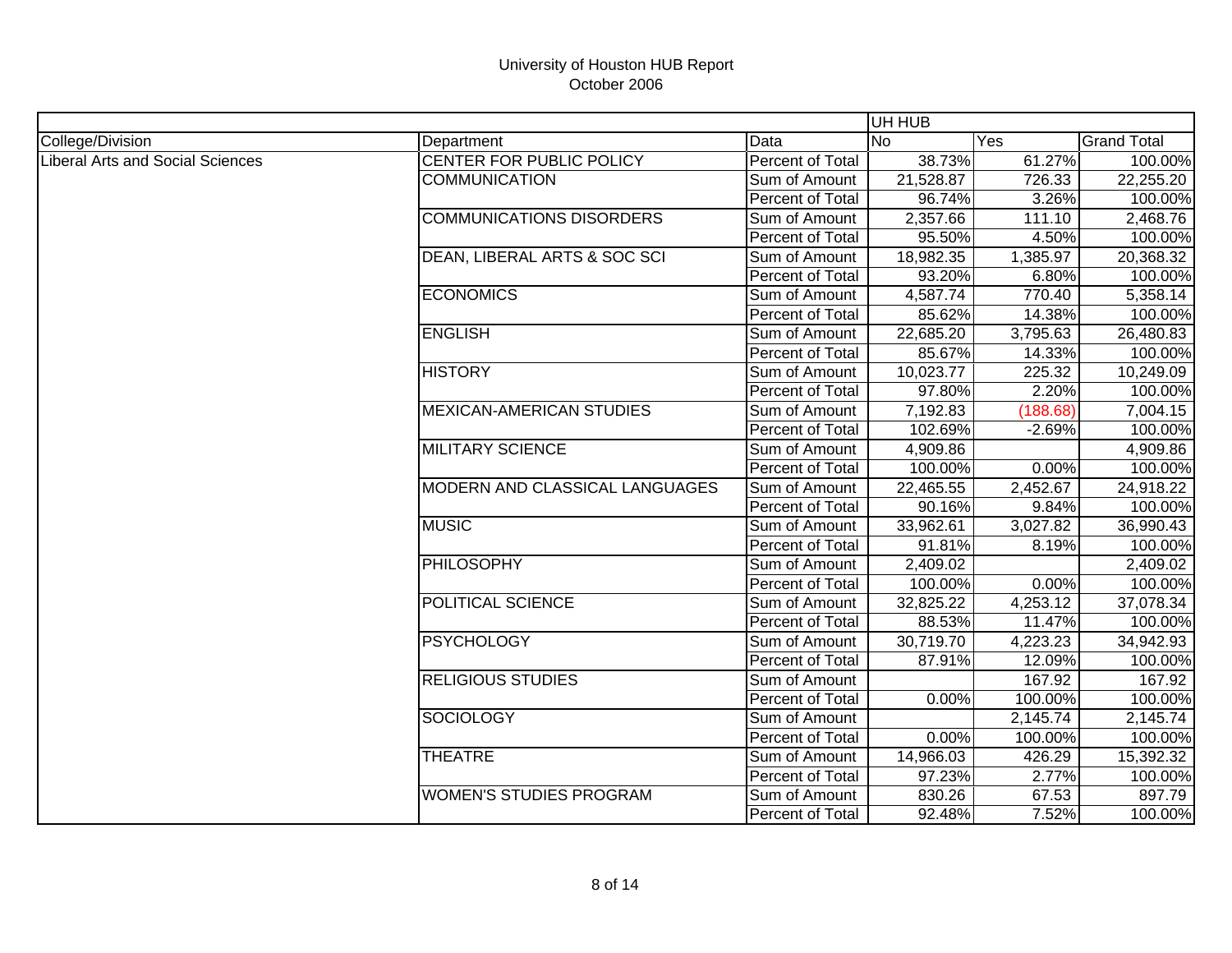University of Houston HUB Report
October 2006

| | | | UH HUB | | |
|---|---|---|---|---|---|
| College/Division | Department | Data | No | Yes | Grand Total |
| Liberal Arts and Social Sciences | CENTER FOR PUBLIC POLICY | Percent of Total | 38.73% | 61.27% | 100.00% |
| | COMMUNICATION | Sum of Amount | 21,528.87 | 726.33 | 22,255.20 |
| | | Percent of Total | 96.74% | 3.26% | 100.00% |
| | COMMUNICATIONS DISORDERS | Sum of Amount | 2,357.66 | 111.10 | 2,468.76 |
| | | Percent of Total | 95.50% | 4.50% | 100.00% |
| | DEAN, LIBERAL ARTS & SOC SCI | Sum of Amount | 18,982.35 | 1,385.97 | 20,368.32 |
| | | Percent of Total | 93.20% | 6.80% | 100.00% |
| | ECONOMICS | Sum of Amount | 4,587.74 | 770.40 | 5,358.14 |
| | | Percent of Total | 85.62% | 14.38% | 100.00% |
| | ENGLISH | Sum of Amount | 22,685.20 | 3,795.63 | 26,480.83 |
| | | Percent of Total | 85.67% | 14.33% | 100.00% |
| | HISTORY | Sum of Amount | 10,023.77 | 225.32 | 10,249.09 |
| | | Percent of Total | 97.80% | 2.20% | 100.00% |
| | MEXICAN-AMERICAN STUDIES | Sum of Amount | 7,192.83 | (188.68) | 7,004.15 |
| | | Percent of Total | 102.69% | -2.69% | 100.00% |
| | MILITARY SCIENCE | Sum of Amount | 4,909.86 | | 4,909.86 |
| | | Percent of Total | 100.00% | 0.00% | 100.00% |
| | MODERN AND CLASSICAL LANGUAGES | Sum of Amount | 22,465.55 | 2,452.67 | 24,918.22 |
| | | Percent of Total | 90.16% | 9.84% | 100.00% |
| | MUSIC | Sum of Amount | 33,962.61 | 3,027.82 | 36,990.43 |
| | | Percent of Total | 91.81% | 8.19% | 100.00% |
| | PHILOSOPHY | Sum of Amount | 2,409.02 | | 2,409.02 |
| | | Percent of Total | 100.00% | 0.00% | 100.00% |
| | POLITICAL SCIENCE | Sum of Amount | 32,825.22 | 4,253.12 | 37,078.34 |
| | | Percent of Total | 88.53% | 11.47% | 100.00% |
| | PSYCHOLOGY | Sum of Amount | 30,719.70 | 4,223.23 | 34,942.93 |
| | | Percent of Total | 87.91% | 12.09% | 100.00% |
| | RELIGIOUS STUDIES | Sum of Amount | | 167.92 | 167.92 |
| | | Percent of Total | 0.00% | 100.00% | 100.00% |
| | SOCIOLOGY | Sum of Amount | | 2,145.74 | 2,145.74 |
| | | Percent of Total | 0.00% | 100.00% | 100.00% |
| | THEATRE | Sum of Amount | 14,966.03 | 426.29 | 15,392.32 |
| | | Percent of Total | 97.23% | 2.77% | 100.00% |
| | WOMEN'S STUDIES PROGRAM | Sum of Amount | 830.26 | 67.53 | 897.79 |
| | | Percent of Total | 92.48% | 7.52% | 100.00% |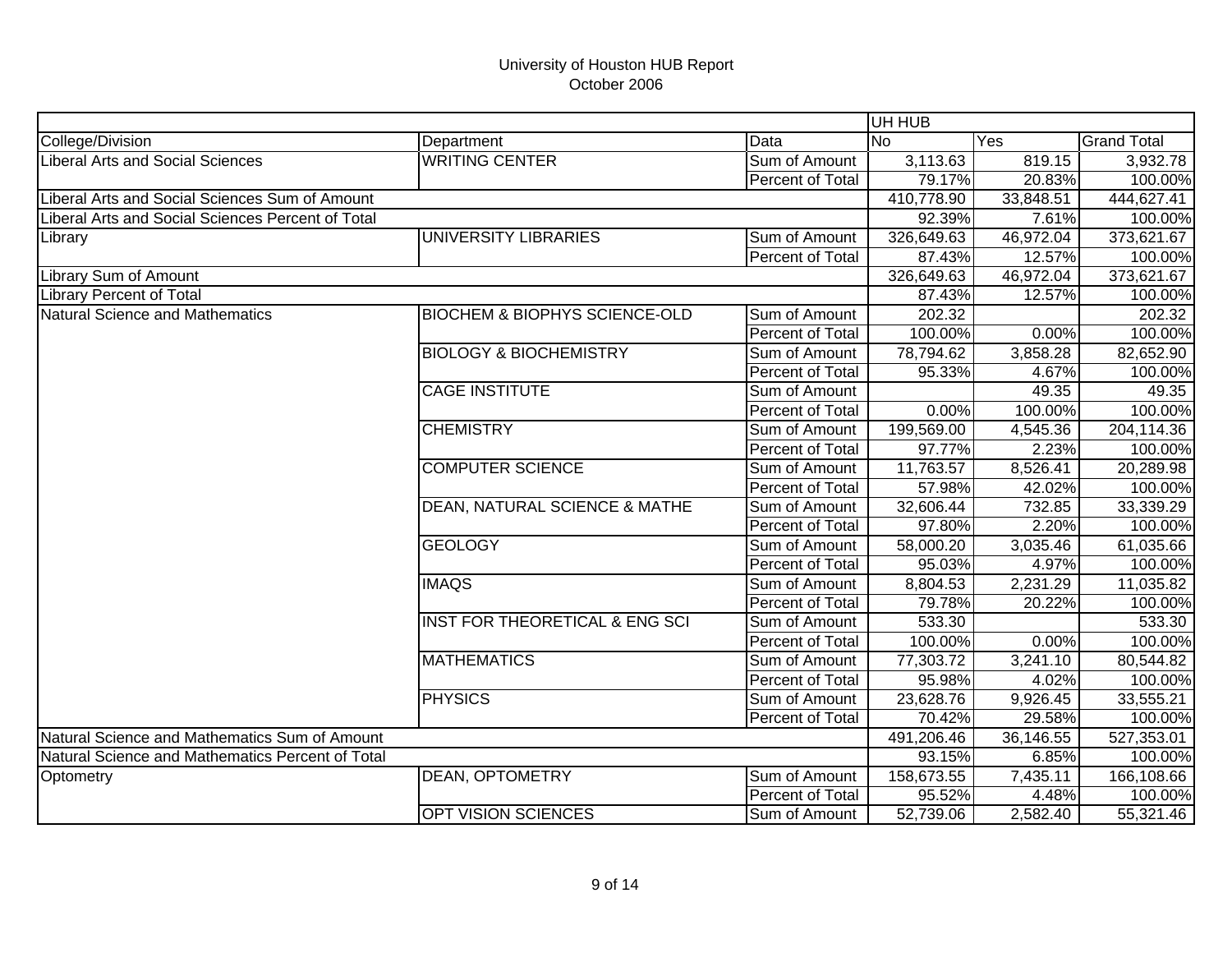# University of Houston HUB Report
October 2006

| | | | UH HUB | | |
|---|---|---|---|---|---|
| College/Division | Department | Data | No | Yes | Grand Total |
| Liberal Arts and Social Sciences | WRITING CENTER | Sum of Amount | 3,113.63 | 819.15 | 3,932.78 |
| | | Percent of Total | 79.17% | 20.83% | 100.00% |
| Liberal Arts and Social Sciences Sum of Amount | | | 410,778.90 | 33,848.51 | 444,627.41 |
| Liberal Arts and Social Sciences Percent of Total | | | 92.39% | 7.61% | 100.00% |
| Library | UNIVERSITY LIBRARIES | Sum of Amount | 326,649.63 | 46,972.04 | 373,621.67 |
| | | Percent of Total | 87.43% | 12.57% | 100.00% |
| Library Sum of Amount | | | 326,649.63 | 46,972.04 | 373,621.67 |
| Library Percent of Total | | | 87.43% | 12.57% | 100.00% |
| Natural Science and Mathematics | BIOCHEM & BIOPHYS SCIENCE-OLD | Sum of Amount | 202.32 | | 202.32 |
| | | Percent of Total | 100.00% | 0.00% | 100.00% |
| | BIOLOGY & BIOCHEMISTRY | Sum of Amount | 78,794.62 | 3,858.28 | 82,652.90 |
| | | Percent of Total | 95.33% | 4.67% | 100.00% |
| | CAGE INSTITUTE | Sum of Amount | | 49.35 | 49.35 |
| | | Percent of Total | 0.00% | 100.00% | 100.00% |
| | CHEMISTRY | Sum of Amount | 199,569.00 | 4,545.36 | 204,114.36 |
| | | Percent of Total | 97.77% | 2.23% | 100.00% |
| | COMPUTER SCIENCE | Sum of Amount | 11,763.57 | 8,526.41 | 20,289.98 |
| | | Percent of Total | 57.98% | 42.02% | 100.00% |
| | DEAN, NATURAL SCIENCE & MATHE | Sum of Amount | 32,606.44 | 732.85 | 33,339.29 |
| | | Percent of Total | 97.80% | 2.20% | 100.00% |
| | GEOLOGY | Sum of Amount | 58,000.20 | 3,035.46 | 61,035.66 |
| | | Percent of Total | 95.03% | 4.97% | 100.00% |
| | IMAQS | Sum of Amount | 8,804.53 | 2,231.29 | 11,035.82 |
| | | Percent of Total | 79.78% | 20.22% | 100.00% |
| | INST FOR THEORETICAL & ENG SCI | Sum of Amount | 533.30 | | 533.30 |
| | | Percent of Total | 100.00% | 0.00% | 100.00% |
| | MATHEMATICS | Sum of Amount | 77,303.72 | 3,241.10 | 80,544.82 |
| | | Percent of Total | 95.98% | 4.02% | 100.00% |
| | PHYSICS | Sum of Amount | 23,628.76 | 9,926.45 | 33,555.21 |
| | | Percent of Total | 70.42% | 29.58% | 100.00% |
| Natural Science and Mathematics Sum of Amount | | | 491,206.46 | 36,146.55 | 527,353.01 |
| Natural Science and Mathematics Percent of Total | | | 93.15% | 6.85% | 100.00% |
| Optometry | DEAN, OPTOMETRY | Sum of Amount | 158,673.55 | 7,435.11 | 166,108.66 |
| | | Percent of Total | 95.52% | 4.48% | 100.00% |
| | OPT VISION SCIENCES | Sum of Amount | 52,739.06 | 2,582.40 | 55,321.46 |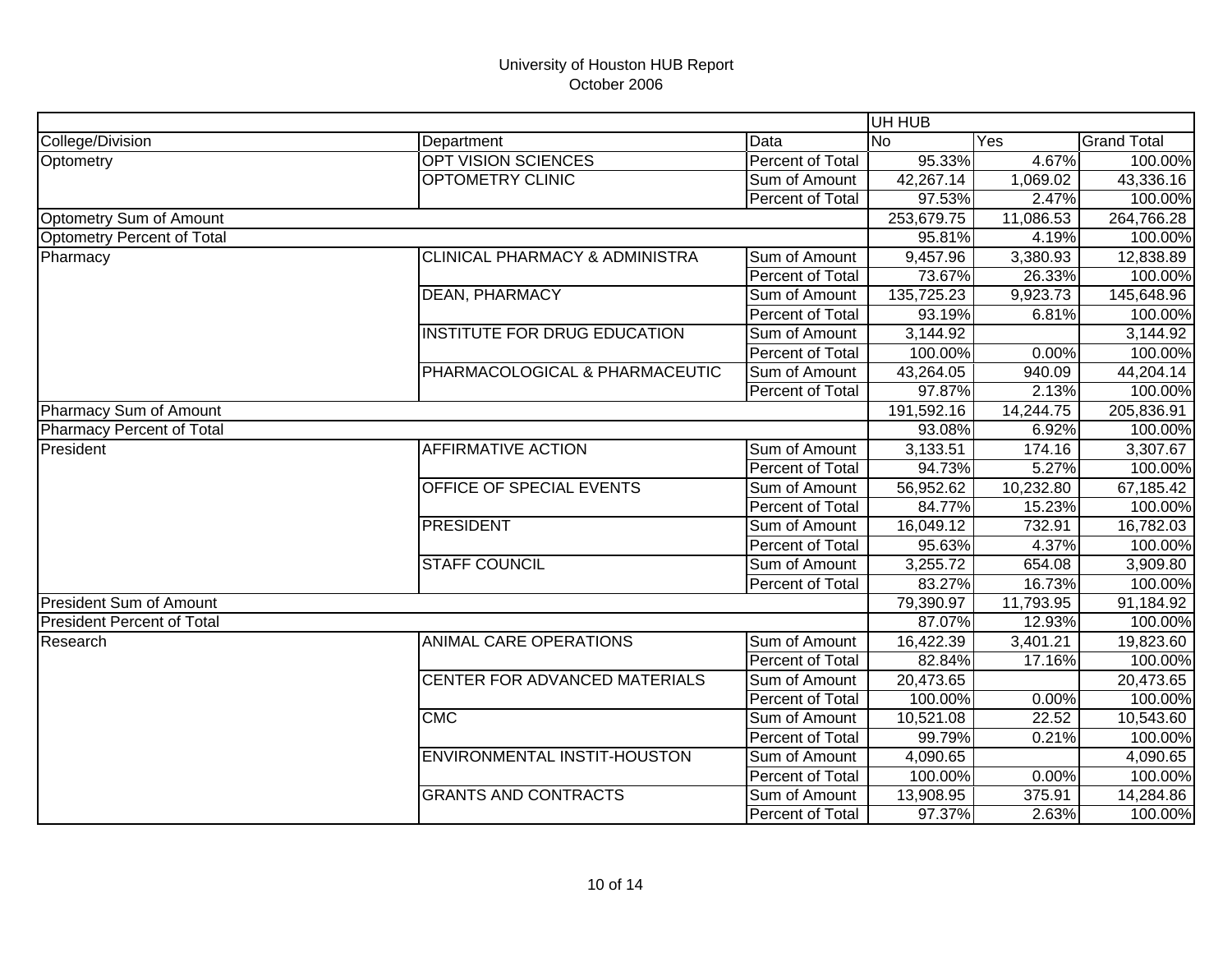# University of Houston HUB Report
October 2006

| | | | UH HUB | | |
|---|---|---|---|---|---|
| College/Division | Department | Data | No | Yes | Grand Total |
| Optometry | OPT VISION SCIENCES | Percent of Total | 95.33% | 4.67% | 100.00% |
| | OPTOMETRY CLINIC | Sum of Amount | 42,267.14 | 1,069.02 | 43,336.16 |
| | | Percent of Total | 97.53% | 2.47% | 100.00% |
| Optometry Sum of Amount | | | 253,679.75 | 11,086.53 | 264,766.28 |
| Optometry Percent of Total | | | 95.81% | 4.19% | 100.00% |
| Pharmacy | CLINICAL PHARMACY & ADMINISTRA | Sum of Amount | 9,457.96 | 3,380.93 | 12,838.89 |
| | | Percent of Total | 73.67% | 26.33% | 100.00% |
| | DEAN, PHARMACY | Sum of Amount | 135,725.23 | 9,923.73 | 145,648.96 |
| | | Percent of Total | 93.19% | 6.81% | 100.00% |
| | INSTITUTE FOR DRUG EDUCATION | Sum of Amount | 3,144.92 | | 3,144.92 |
| | | Percent of Total | 100.00% | 0.00% | 100.00% |
| | PHARMACOLOGICAL & PHARMACEUTIC | Sum of Amount | 43,264.05 | 940.09 | 44,204.14 |
| | | Percent of Total | 97.87% | 2.13% | 100.00% |
| Pharmacy Sum of Amount | | | 191,592.16 | 14,244.75 | 205,836.91 |
| Pharmacy Percent of Total | | | 93.08% | 6.92% | 100.00% |
| President | AFFIRMATIVE ACTION | Sum of Amount | 3,133.51 | 174.16 | 3,307.67 |
| | | Percent of Total | 94.73% | 5.27% | 100.00% |
| | OFFICE OF SPECIAL EVENTS | Sum of Amount | 56,952.62 | 10,232.80 | 67,185.42 |
| | | Percent of Total | 84.77% | 15.23% | 100.00% |
| | PRESIDENT | Sum of Amount | 16,049.12 | 732.91 | 16,782.03 |
| | | Percent of Total | 95.63% | 4.37% | 100.00% |
| | STAFF COUNCIL | Sum of Amount | 3,255.72 | 654.08 | 3,909.80 |
| | | Percent of Total | 83.27% | 16.73% | 100.00% |
| President Sum of Amount | | | 79,390.97 | 11,793.95 | 91,184.92 |
| President Percent of Total | | | 87.07% | 12.93% | 100.00% |
| Research | ANIMAL CARE OPERATIONS | Sum of Amount | 16,422.39 | 3,401.21 | 19,823.60 |
| | | Percent of Total | 82.84% | 17.16% | 100.00% |
| | CENTER FOR ADVANCED MATERIALS | Sum of Amount | 20,473.65 | | 20,473.65 |
| | | Percent of Total | 100.00% | 0.00% | 100.00% |
| | CMC | Sum of Amount | 10,521.08 | 22.52 | 10,543.60 |
| | | Percent of Total | 99.79% | 0.21% | 100.00% |
| | ENVIRONMENTAL INSTIT-HOUSTON | Sum of Amount | 4,090.65 | | 4,090.65 |
| | | Percent of Total | 100.00% | 0.00% | 100.00% |
| | GRANTS AND CONTRACTS | Sum of Amount | 13,908.95 | 375.91 | 14,284.86 |
| | | Percent of Total | 97.37% | 2.63% | 100.00% |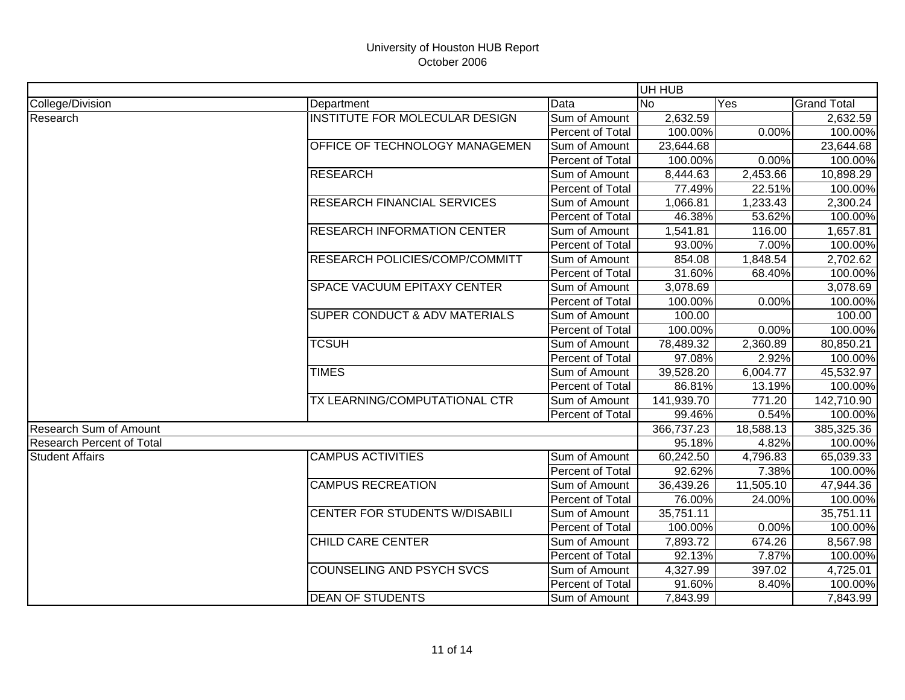University of Houston HUB Report
October 2006

| | | | UH HUB | | |
|---|---|---|---|---|---|
| College/Division | Department | Data | No | Yes | Grand Total |
| Research | INSTITUTE FOR MOLECULAR DESIGN | Sum of Amount | 2,632.59 | | 2,632.59 |
| | | Percent of Total | 100.00% | 0.00% | 100.00% |
| | OFFICE OF TECHNOLOGY MANAGEMEN | Sum of Amount | 23,644.68 | | 23,644.68 |
| | | Percent of Total | 100.00% | 0.00% | 100.00% |
| | RESEARCH | Sum of Amount | 8,444.63 | 2,453.66 | 10,898.29 |
| | | Percent of Total | 77.49% | 22.51% | 100.00% |
| | RESEARCH FINANCIAL SERVICES | Sum of Amount | 1,066.81 | 1,233.43 | 2,300.24 |
| | | Percent of Total | 46.38% | 53.62% | 100.00% |
| | RESEARCH INFORMATION CENTER | Sum of Amount | 1,541.81 | 116.00 | 1,657.81 |
| | | Percent of Total | 93.00% | 7.00% | 100.00% |
| | RESEARCH POLICIES/COMP/COMMITT | Sum of Amount | 854.08 | 1,848.54 | 2,702.62 |
| | | Percent of Total | 31.60% | 68.40% | 100.00% |
| | SPACE VACUUM EPITAXY CENTER | Sum of Amount | 3,078.69 | | 3,078.69 |
| | | Percent of Total | 100.00% | 0.00% | 100.00% |
| | SUPER CONDUCT & ADV MATERIALS | Sum of Amount | 100.00 | | 100.00 |
| | | Percent of Total | 100.00% | 0.00% | 100.00% |
| | TCSUH | Sum of Amount | 78,489.32 | 2,360.89 | 80,850.21 |
| | | Percent of Total | 97.08% | 2.92% | 100.00% |
| | TIMES | Sum of Amount | 39,528.20 | 6,004.77 | 45,532.97 |
| | | Percent of Total | 86.81% | 13.19% | 100.00% |
| | TX LEARNING/COMPUTATIONAL CTR | Sum of Amount | 141,939.70 | 771.20 | 142,710.90 |
| | | Percent of Total | 99.46% | 0.54% | 100.00% |
| Research Sum of Amount | | | 366,737.23 | 18,588.13 | 385,325.36 |
| Research Percent of Total | | | 95.18% | 4.82% | 100.00% |
| Student Affairs | CAMPUS ACTIVITIES | Sum of Amount | 60,242.50 | 4,796.83 | 65,039.33 |
| | | Percent of Total | 92.62% | 7.38% | 100.00% |
| | CAMPUS RECREATION | Sum of Amount | 36,439.26 | 11,505.10 | 47,944.36 |
| | | Percent of Total | 76.00% | 24.00% | 100.00% |
| | CENTER FOR STUDENTS W/DISABILI | Sum of Amount | 35,751.11 | | 35,751.11 |
| | | Percent of Total | 100.00% | 0.00% | 100.00% |
| | CHILD CARE CENTER | Sum of Amount | 7,893.72 | 674.26 | 8,567.98 |
| | | Percent of Total | 92.13% | 7.87% | 100.00% |
| | COUNSELING AND PSYCH SVCS | Sum of Amount | 4,327.99 | 397.02 | 4,725.01 |
| | | Percent of Total | 91.60% | 8.40% | 100.00% |
| | DEAN OF STUDENTS | Sum of Amount | 7,843.99 | | 7,843.99 |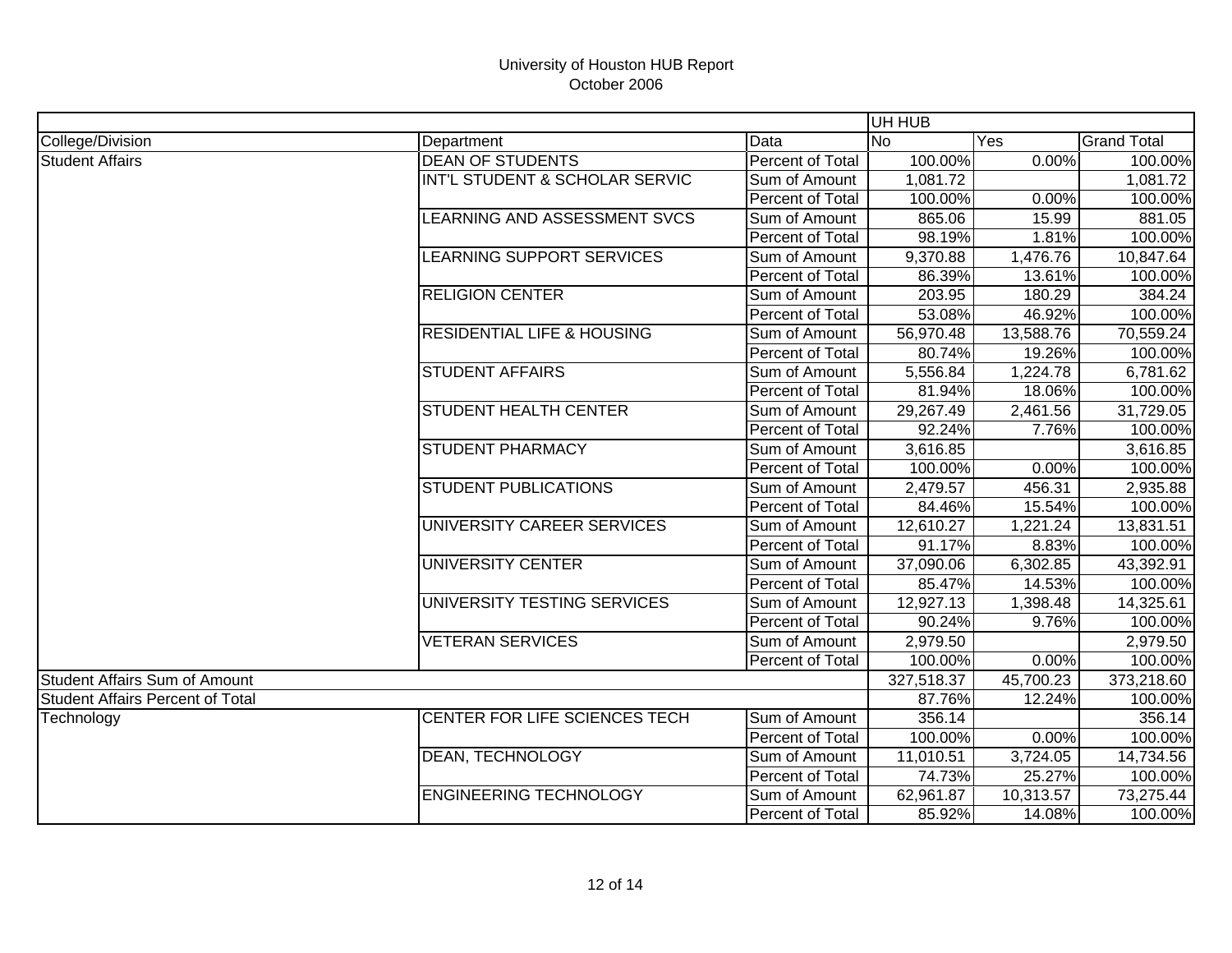# University of Houston HUB Report
October 2006

| | | | UH HUB | | |
|---|---|---|---|---|---|
| College/Division | Department | Data | No | Yes | Grand Total |
| Student Affairs | DEAN OF STUDENTS | Percent of Total | 100.00% | 0.00% | 100.00% |
| | INT'L STUDENT & SCHOLAR SERVIC | Sum of Amount | 1,081.72 | | 1,081.72 |
| | | Percent of Total | 100.00% | 0.00% | 100.00% |
| | LEARNING AND ASSESSMENT SVCS | Sum of Amount | 865.06 | 15.99 | 881.05 |
| | | Percent of Total | 98.19% | 1.81% | 100.00% |
| | LEARNING SUPPORT SERVICES | Sum of Amount | 9,370.88 | 1,476.76 | 10,847.64 |
| | | Percent of Total | 86.39% | 13.61% | 100.00% |
| | RELIGION CENTER | Sum of Amount | 203.95 | 180.29 | 384.24 |
| | | Percent of Total | 53.08% | 46.92% | 100.00% |
| | RESIDENTIAL LIFE & HOUSING | Sum of Amount | 56,970.48 | 13,588.76 | 70,559.24 |
| | | Percent of Total | 80.74% | 19.26% | 100.00% |
| | STUDENT AFFAIRS | Sum of Amount | 5,556.84 | 1,224.78 | 6,781.62 |
| | | Percent of Total | 81.94% | 18.06% | 100.00% |
| | STUDENT HEALTH CENTER | Sum of Amount | 29,267.49 | 2,461.56 | 31,729.05 |
| | | Percent of Total | 92.24% | 7.76% | 100.00% |
| | STUDENT PHARMACY | Sum of Amount | 3,616.85 | | 3,616.85 |
| | | Percent of Total | 100.00% | 0.00% | 100.00% |
| | STUDENT PUBLICATIONS | Sum of Amount | 2,479.57 | 456.31 | 2,935.88 |
| | | Percent of Total | 84.46% | 15.54% | 100.00% |
| | UNIVERSITY CAREER SERVICES | Sum of Amount | 12,610.27 | 1,221.24 | 13,831.51 |
| | | Percent of Total | 91.17% | 8.83% | 100.00% |
| | UNIVERSITY CENTER | Sum of Amount | 37,090.06 | 6,302.85 | 43,392.91 |
| | | Percent of Total | 85.47% | 14.53% | 100.00% |
| | UNIVERSITY TESTING SERVICES | Sum of Amount | 12,927.13 | 1,398.48 | 14,325.61 |
| | | Percent of Total | 90.24% | 9.76% | 100.00% |
| | VETERAN SERVICES | Sum of Amount | 2,979.50 | | 2,979.50 |
| | | Percent of Total | 100.00% | 0.00% | 100.00% |
| Student Affairs Sum of Amount | | | 327,518.37 | 45,700.23 | 373,218.60 |
| Student Affairs Percent of Total | | | 87.76% | 12.24% | 100.00% |
| Technology | CENTER FOR LIFE SCIENCES TECH | Sum of Amount | 356.14 | | 356.14 |
| | | Percent of Total | 100.00% | 0.00% | 100.00% |
| | DEAN, TECHNOLOGY | Sum of Amount | 11,010.51 | 3,724.05 | 14,734.56 |
| | | Percent of Total | 74.73% | 25.27% | 100.00% |
| | ENGINEERING TECHNOLOGY | Sum of Amount | 62,961.87 | 10,313.57 | 73,275.44 |
| | | Percent of Total | 85.92% | 14.08% | 100.00% |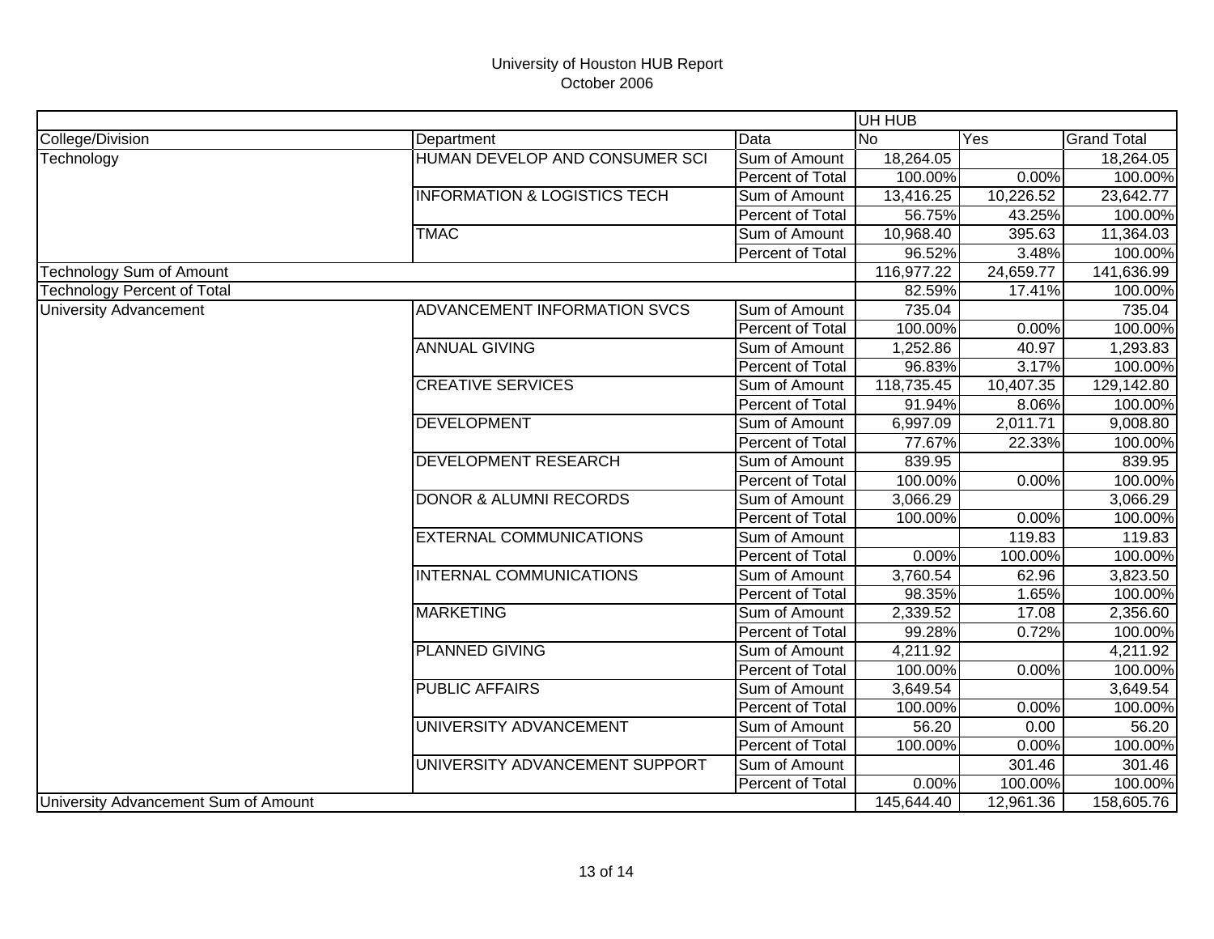# University of Houston HUB Report
October 2006

| | | | UH HUB | | |
|---|---|---|---|---|---|
| College/Division | Department | Data | No | Yes | Grand Total |
| Technology | HUMAN DEVELOP AND CONSUMER SCI | Sum of Amount | 18,264.05 | | 18,264.05 |
| | | Percent of Total | 100.00% | 0.00% | 100.00% |
| | INFORMATION & LOGISTICS TECH | Sum of Amount | 13,416.25 | 10,226.52 | 23,642.77 |
| | | Percent of Total | 56.75% | 43.25% | 100.00% |
| | TMAC | Sum of Amount | 10,968.40 | 395.63 | 11,364.03 |
| | | Percent of Total | 96.52% | 3.48% | 100.00% |
| Technology Sum of Amount | | | 116,977.22 | 24,659.77 | 141,636.99 |
| Technology Percent of Total | | | 82.59% | 17.41% | 100.00% |
| University Advancement | ADVANCEMENT INFORMATION SVCS | Sum of Amount | 735.04 | | 735.04 |
| | | Percent of Total | 100.00% | 0.00% | 100.00% |
| | ANNUAL GIVING | Sum of Amount | 1,252.86 | 40.97 | 1,293.83 |
| | | Percent of Total | 96.83% | 3.17% | 100.00% |
| | CREATIVE SERVICES | Sum of Amount | 118,735.45 | 10,407.35 | 129,142.80 |
| | | Percent of Total | 91.94% | 8.06% | 100.00% |
| | DEVELOPMENT | Sum of Amount | 6,997.09 | 2,011.71 | 9,008.80 |
| | | Percent of Total | 77.67% | 22.33% | 100.00% |
| | DEVELOPMENT RESEARCH | Sum of Amount | 839.95 | | 839.95 |
| | | Percent of Total | 100.00% | 0.00% | 100.00% |
| | DONOR & ALUMNI RECORDS | Sum of Amount | 3,066.29 | | 3,066.29 |
| | | Percent of Total | 100.00% | 0.00% | 100.00% |
| | EXTERNAL COMMUNICATIONS | Sum of Amount | | 119.83 | 119.83 |
| | | Percent of Total | 0.00% | 100.00% | 100.00% |
| | INTERNAL COMMUNICATIONS | Sum of Amount | 3,760.54 | 62.96 | 3,823.50 |
| | | Percent of Total | 98.35% | 1.65% | 100.00% |
| | MARKETING | Sum of Amount | 2,339.52 | 17.08 | 2,356.60 |
| | | Percent of Total | 99.28% | 0.72% | 100.00% |
| | PLANNED GIVING | Sum of Amount | 4,211.92 | | 4,211.92 |
| | | Percent of Total | 100.00% | 0.00% | 100.00% |
| | PUBLIC AFFAIRS | Sum of Amount | 3,649.54 | | 3,649.54 |
| | | Percent of Total | 100.00% | 0.00% | 100.00% |
| | UNIVERSITY ADVANCEMENT | Sum of Amount | 56.20 | 0.00 | 56.20 |
| | | Percent of Total | 100.00% | 0.00% | 100.00% |
| | UNIVERSITY ADVANCEMENT SUPPORT | Sum of Amount | | 301.46 | 301.46 |
| | | Percent of Total | 0.00% | 100.00% | 100.00% |
| University Advancement Sum of Amount | | | 145,644.40 | 12,961.36 | 158,605.76 |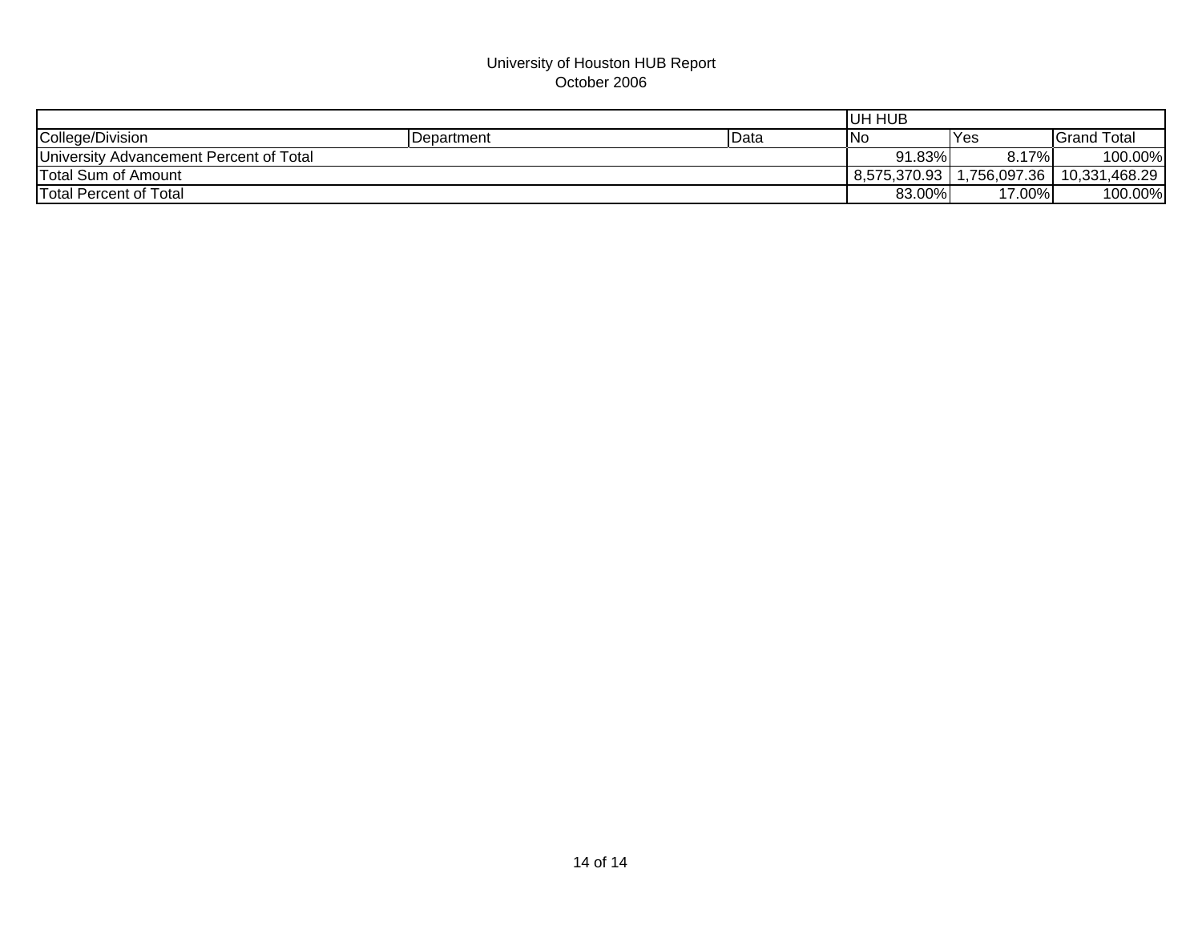University of Houston HUB Report
October 2006

| | | | UH HUB | | |
|---|---|---|---|---|---|
| College/Division | Department | Data | No | Yes | Grand Total |
| University Advancement Percent of Total | | | 91.83% | 8.17% | 100.00% |
| Total Sum of Amount | | | 8,575,370.93 | 1,756,097.36 | 10,331,468.29 |
| Total Percent of Total | | | 83.00% | 17.00% | 100.00% |